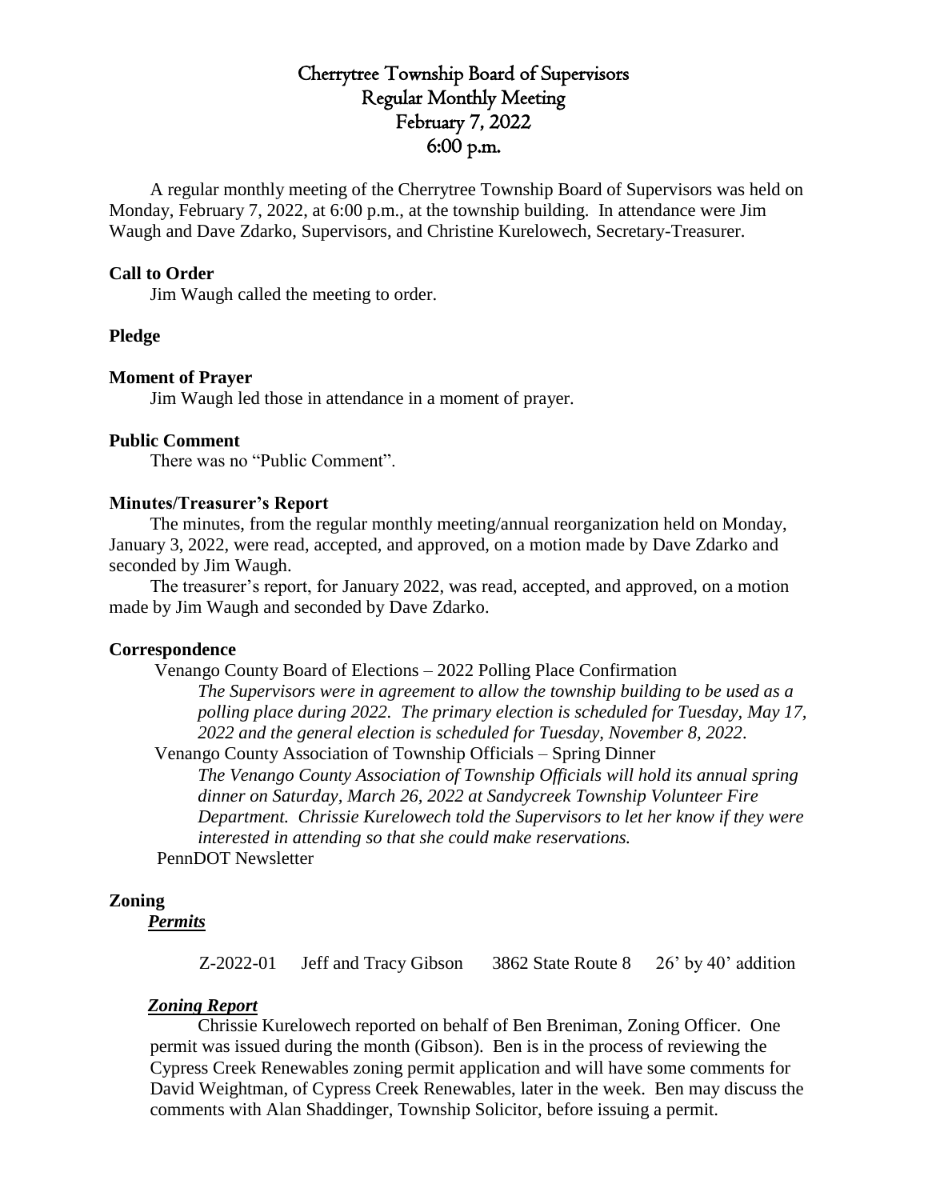# Cherrytree Township Board of Supervisors
## Regular Monthly Meeting
## February 7, 2022
## 6:00 p.m.

A regular monthly meeting of the Cherrytree Township Board of Supervisors was held on Monday, February 7, 2022, at 6:00 p.m., at the township building. In attendance were Jim Waugh and Dave Zdarko, Supervisors, and Christine Kurelowech, Secretary-Treasurer.

**Call to Order**

Jim Waugh called the meeting to order.

**Pledge**

**Moment of Prayer**

Jim Waugh led those in attendance in a moment of prayer.

**Public Comment**

There was no "Public Comment".

**Minutes/Treasurer's Report**

The minutes, from the regular monthly meeting/annual reorganization held on Monday, January 3, 2022, were read, accepted, and approved, on a motion made by Dave Zdarko and seconded by Jim Waugh.

The treasurer's report, for January 2022, was read, accepted, and approved, on a motion made by Jim Waugh and seconded by Dave Zdarko.

**Correspondence**

Venango County Board of Elections – 2022 Polling Place Confirmation

*The Supervisors were in agreement to allow the township building to be used as a polling place during 2022. The primary election is scheduled for Tuesday, May 17, 2022 and the general election is scheduled for Tuesday, November 8, 2022.*

Venango County Association of Township Officials – Spring Dinner

*The Venango County Association of Township Officials will hold its annual spring dinner on Saturday, March 26, 2022 at Sandycreek Township Volunteer Fire Department. Chrissie Kurelowech told the Supervisors to let her know if they were interested in attending so that she could make reservations.*

PennDOT Newsletter

**Zoning**

***Permits***

| | | | |
|---|---|---|---|
| Z-2022-01 | Jeff and Tracy Gibson | 3862 State Route 8 | 26' by 40' addition |

***Zoning Report***

Chrissie Kurelowech reported on behalf of Ben Breniman, Zoning Officer. One permit was issued during the month (Gibson). Ben is in the process of reviewing the Cypress Creek Renewables zoning permit application and will have some comments for David Weightman, of Cypress Creek Renewables, later in the week. Ben may discuss the comments with Alan Shaddinger, Township Solicitor, before issuing a permit.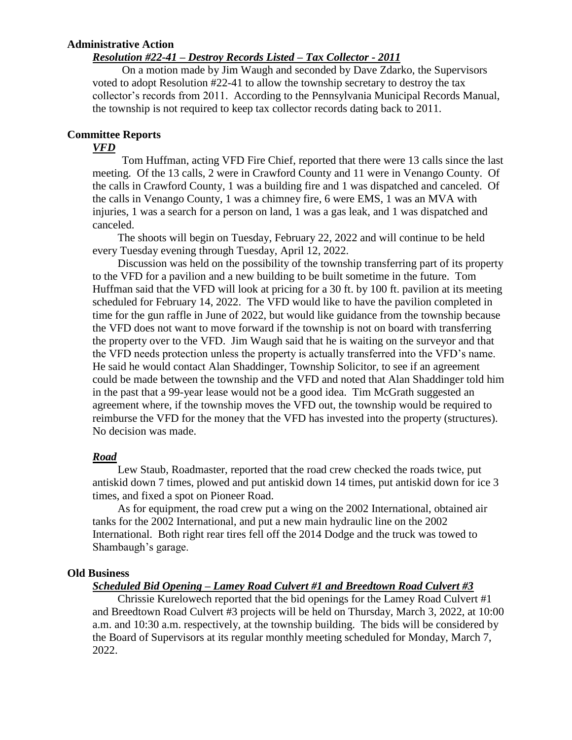## Administrative Action

### ***Resolution #22-41 – Destroy Records Listed – Tax Collector - 2011***

On a motion made by Jim Waugh and seconded by Dave Zdarko, the Supervisors voted to adopt Resolution #22-41 to allow the township secretary to destroy the tax collector's records from 2011. According to the Pennsylvania Municipal Records Manual, the township is not required to keep tax collector records dating back to 2011.

## Committee Reports

### ***VFD***

Tom Huffman, acting VFD Fire Chief, reported that there were 13 calls since the last meeting. Of the 13 calls, 2 were in Crawford County and 11 were in Venango County. Of the calls in Crawford County, 1 was a building fire and 1 was dispatched and canceled. Of the calls in Venango County, 1 was a chimney fire, 6 were EMS, 1 was an MVA with injuries, 1 was a search for a person on land, 1 was a gas leak, and 1 was dispatched and canceled.

The shoots will begin on Tuesday, February 22, 2022 and will continue to be held every Tuesday evening through Tuesday, April 12, 2022.

Discussion was held on the possibility of the township transferring part of its property to the VFD for a pavilion and a new building to be built sometime in the future. Tom Huffman said that the VFD will look at pricing for a 30 ft. by 100 ft. pavilion at its meeting scheduled for February 14, 2022. The VFD would like to have the pavilion completed in time for the gun raffle in June of 2022, but would like guidance from the township because the VFD does not want to move forward if the township is not on board with transferring the property over to the VFD. Jim Waugh said that he is waiting on the surveyor and that the VFD needs protection unless the property is actually transferred into the VFD's name. He said he would contact Alan Shaddinger, Township Solicitor, to see if an agreement could be made between the township and the VFD and noted that Alan Shaddinger told him in the past that a 99-year lease would not be a good idea. Tim McGrath suggested an agreement where, if the township moves the VFD out, the township would be required to reimburse the VFD for the money that the VFD has invested into the property (structures). No decision was made.

### ***Road***

Lew Staub, Roadmaster, reported that the road crew checked the roads twice, put antiskid down 7 times, plowed and put antiskid down 14 times, put antiskid down for ice 3 times, and fixed a spot on Pioneer Road.

As for equipment, the road crew put a wing on the 2002 International, obtained air tanks for the 2002 International, and put a new main hydraulic line on the 2002 International. Both right rear tires fell off the 2014 Dodge and the truck was towed to Shambaugh's garage.

## Old Business

### ***Scheduled Bid Opening – Lamey Road Culvert #1 and Breedtown Road Culvert #3***

Chrissie Kurelowech reported that the bid openings for the Lamey Road Culvert #1 and Breedtown Road Culvert #3 projects will be held on Thursday, March 3, 2022, at 10:00 a.m. and 10:30 a.m. respectively, at the township building. The bids will be considered by the Board of Supervisors at its regular monthly meeting scheduled for Monday, March 7, 2022.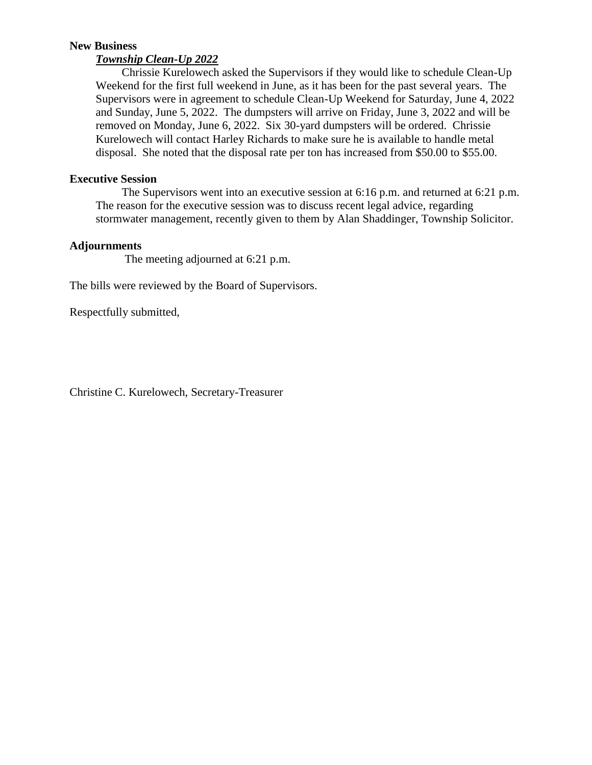**New Business**

***Township Clean-Up 2022***

Chrissie Kurelowech asked the Supervisors if they would like to schedule Clean-Up Weekend for the first full weekend in June, as it has been for the past several years. The Supervisors were in agreement to schedule Clean-Up Weekend for Saturday, June 4, 2022 and Sunday, June 5, 2022. The dumpsters will arrive on Friday, June 3, 2022 and will be removed on Monday, June 6, 2022. Six 30-yard dumpsters will be ordered. Chrissie Kurelowech will contact Harley Richards to make sure he is available to handle metal disposal. She noted that the disposal rate per ton has increased from $50.00 to $55.00.

**Executive Session**

The Supervisors went into an executive session at 6:16 p.m. and returned at 6:21 p.m. The reason for the executive session was to discuss recent legal advice, regarding stormwater management, recently given to them by Alan Shaddinger, Township Solicitor.

**Adjournments**

The meeting adjourned at 6:21 p.m.

The bills were reviewed by the Board of Supervisors.

Respectfully submitted,

Christine C. Kurelowech, Secretary-Treasurer